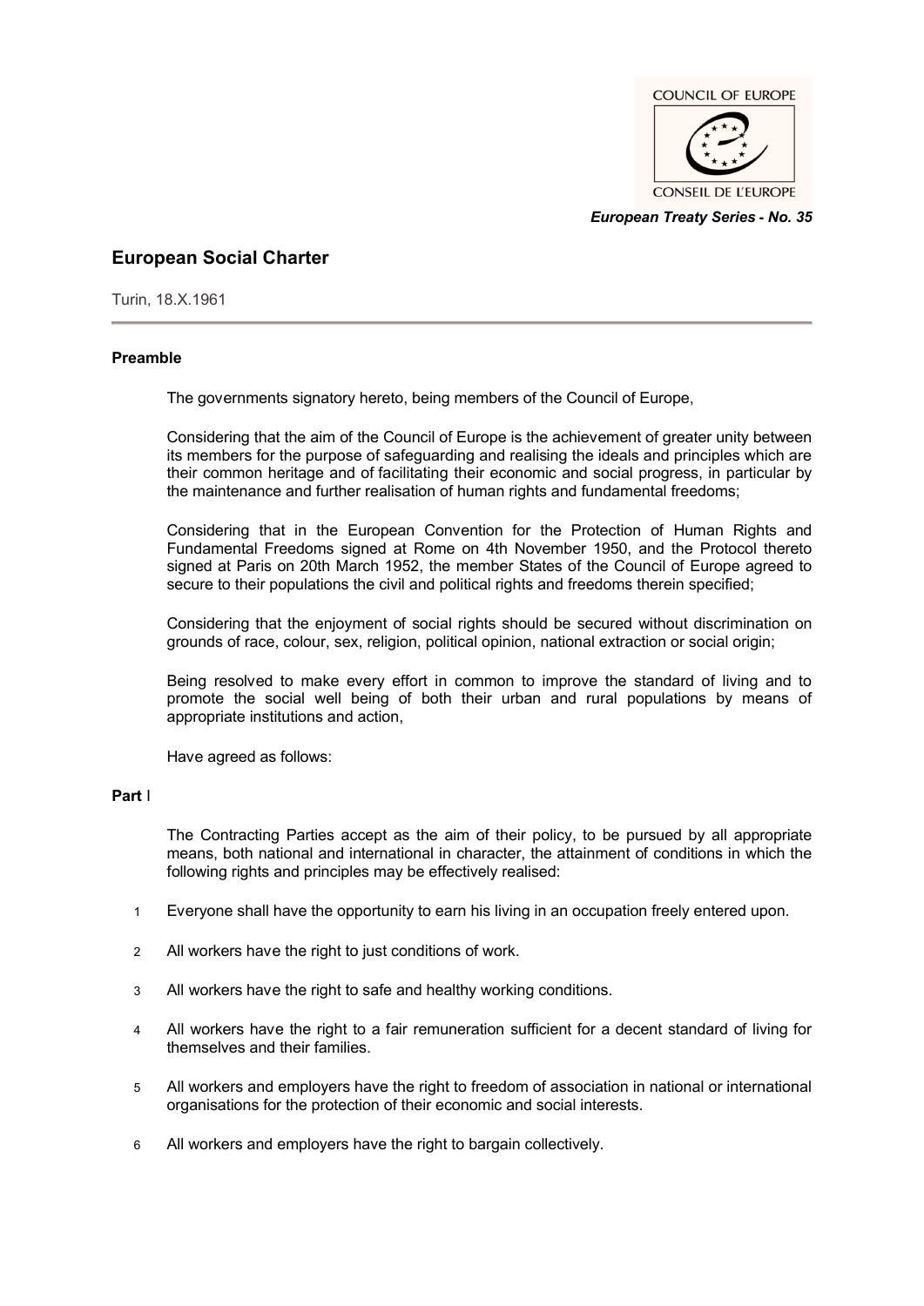COUNCIL OF EUROPE

CONSEIL DE L'EUROPE

***European Treaty Series - No. 35***

# European Social Charter

Turin, 18.X.1961

## Preamble

The governments signatory hereto, being members of the Council of Europe,

Considering that the aim of the Council of Europe is the achievement of greater unity between its members for the purpose of safeguarding and realising the ideals and principles which are their common heritage and of facilitating their economic and social progress, in particular by the maintenance and further realisation of human rights and fundamental freedoms;

Considering that in the European Convention for the Protection of Human Rights and Fundamental Freedoms signed at Rome on 4th November 1950, and the Protocol thereto signed at Paris on 20th March 1952, the member States of the Council of Europe agreed to secure to their populations the civil and political rights and freedoms therein specified;

Considering that the enjoyment of social rights should be secured without discrimination on grounds of race, colour, sex, religion, political opinion, national extraction or social origin;

Being resolved to make every effort in common to improve the standard of living and to promote the social well being of both their urban and rural populations by means of appropriate institutions and action,

Have agreed as follows:

## Part I

The Contracting Parties accept as the aim of their policy, to be pursued by all appropriate means, both national and international in character, the attainment of conditions in which the following rights and principles may be effectively realised:

1 Everyone shall have the opportunity to earn his living in an occupation freely entered upon.

2 All workers have the right to just conditions of work.

3 All workers have the right to safe and healthy working conditions.

4 All workers have the right to a fair remuneration sufficient for a decent standard of living for themselves and their families.

5 All workers and employers have the right to freedom of association in national or international organisations for the protection of their economic and social interests.

6 All workers and employers have the right to bargain collectively.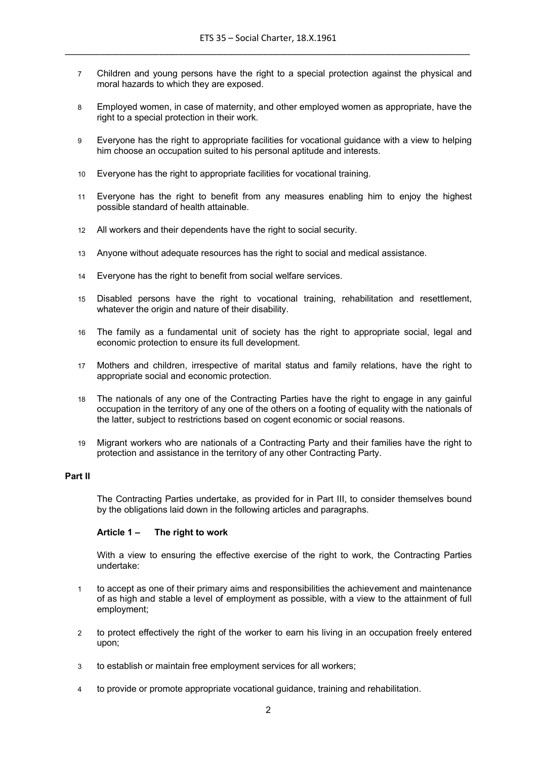7 Children and young persons have the right to a special protection against the physical and moral hazards to which they are exposed.

8 Employed women, in case of maternity, and other employed women as appropriate, have the right to a special protection in their work.

9 Everyone has the right to appropriate facilities for vocational guidance with a view to helping him choose an occupation suited to his personal aptitude and interests.

10 Everyone has the right to appropriate facilities for vocational training.

11 Everyone has the right to benefit from any measures enabling him to enjoy the highest possible standard of health attainable.

12 All workers and their dependents have the right to social security.

13 Anyone without adequate resources has the right to social and medical assistance.

14 Everyone has the right to benefit from social welfare services.

15 Disabled persons have the right to vocational training, rehabilitation and resettlement, whatever the origin and nature of their disability.

16 The family as a fundamental unit of society has the right to appropriate social, legal and economic protection to ensure its full development.

17 Mothers and children, irrespective of marital status and family relations, have the right to appropriate social and economic protection.

18 The nationals of any one of the Contracting Parties have the right to engage in any gainful occupation in the territory of any one of the others on a footing of equality with the nationals of the latter, subject to restrictions based on cogent economic or social reasons.

19 Migrant workers who are nationals of a Contracting Party and their families have the right to protection and assistance in the territory of any other Contracting Party.

## Part II

The Contracting Parties undertake, as provided for in Part III, to consider themselves bound by the obligations laid down in the following articles and paragraphs.

### Article 1 – The right to work

With a view to ensuring the effective exercise of the right to work, the Contracting Parties undertake:

1 to accept as one of their primary aims and responsibilities the achievement and maintenance of as high and stable a level of employment as possible, with a view to the attainment of full employment;

2 to protect effectively the right of the worker to earn his living in an occupation freely entered upon;

3 to establish or maintain free employment services for all workers;

4 to provide or promote appropriate vocational guidance, training and rehabilitation.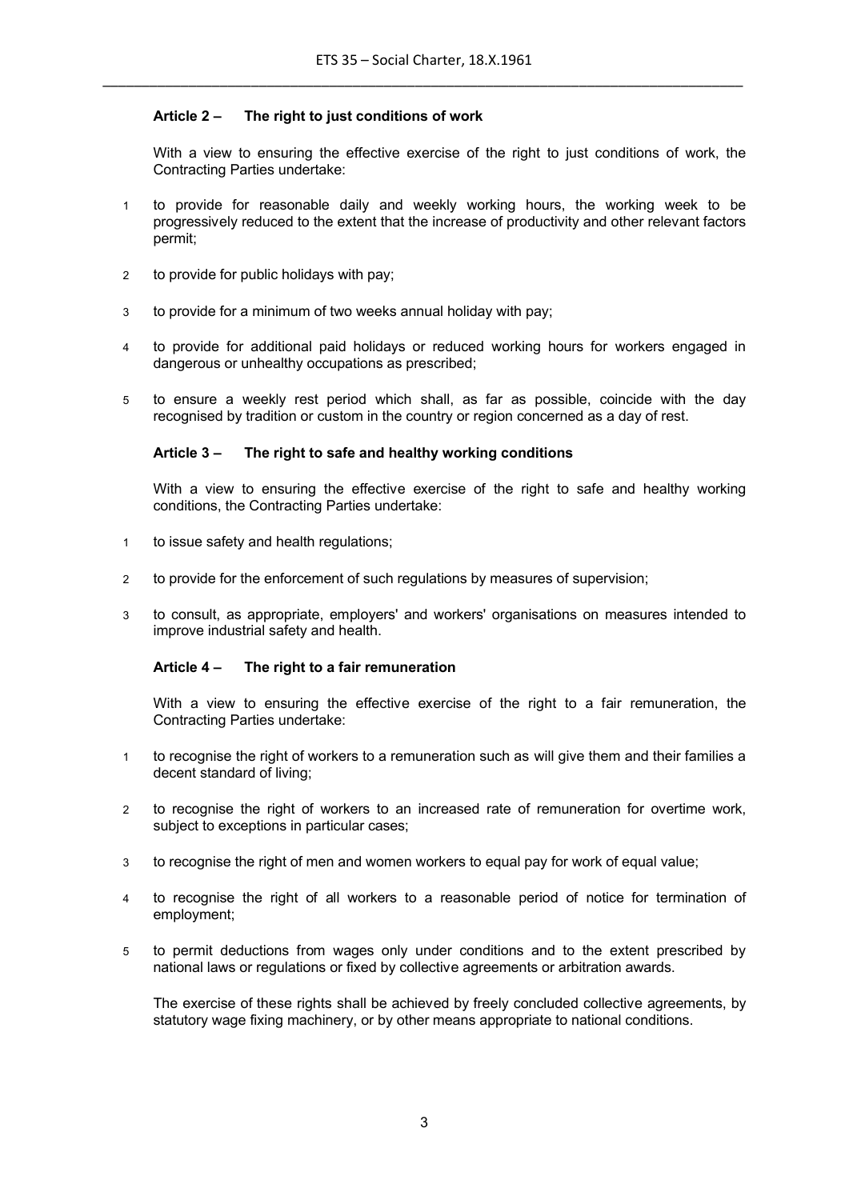#### Article 2 – The right to just conditions of work

With a view to ensuring the effective exercise of the right to just conditions of work, the Contracting Parties undertake:

1. to provide for reasonable daily and weekly working hours, the working week to be progressively reduced to the extent that the increase of productivity and other relevant factors permit;
2. to provide for public holidays with pay;
3. to provide for a minimum of two weeks annual holiday with pay;
4. to provide for additional paid holidays or reduced working hours for workers engaged in dangerous or unhealthy occupations as prescribed;
5. to ensure a weekly rest period which shall, as far as possible, coincide with the day recognised by tradition or custom in the country or region concerned as a day of rest.

#### Article 3 – The right to safe and healthy working conditions

With a view to ensuring the effective exercise of the right to safe and healthy working conditions, the Contracting Parties undertake:

1. to issue safety and health regulations;
2. to provide for the enforcement of such regulations by measures of supervision;
3. to consult, as appropriate, employers' and workers' organisations on measures intended to improve industrial safety and health.

#### Article 4 – The right to a fair remuneration

With a view to ensuring the effective exercise of the right to a fair remuneration, the Contracting Parties undertake:

1. to recognise the right of workers to a remuneration such as will give them and their families a decent standard of living;
2. to recognise the right of workers to an increased rate of remuneration for overtime work, subject to exceptions in particular cases;
3. to recognise the right of men and women workers to equal pay for work of equal value;
4. to recognise the right of all workers to a reasonable period of notice for termination of employment;
5. to permit deductions from wages only under conditions and to the extent prescribed by national laws or regulations or fixed by collective agreements or arbitration awards.

The exercise of these rights shall be achieved by freely concluded collective agreements, by statutory wage fixing machinery, or by other means appropriate to national conditions.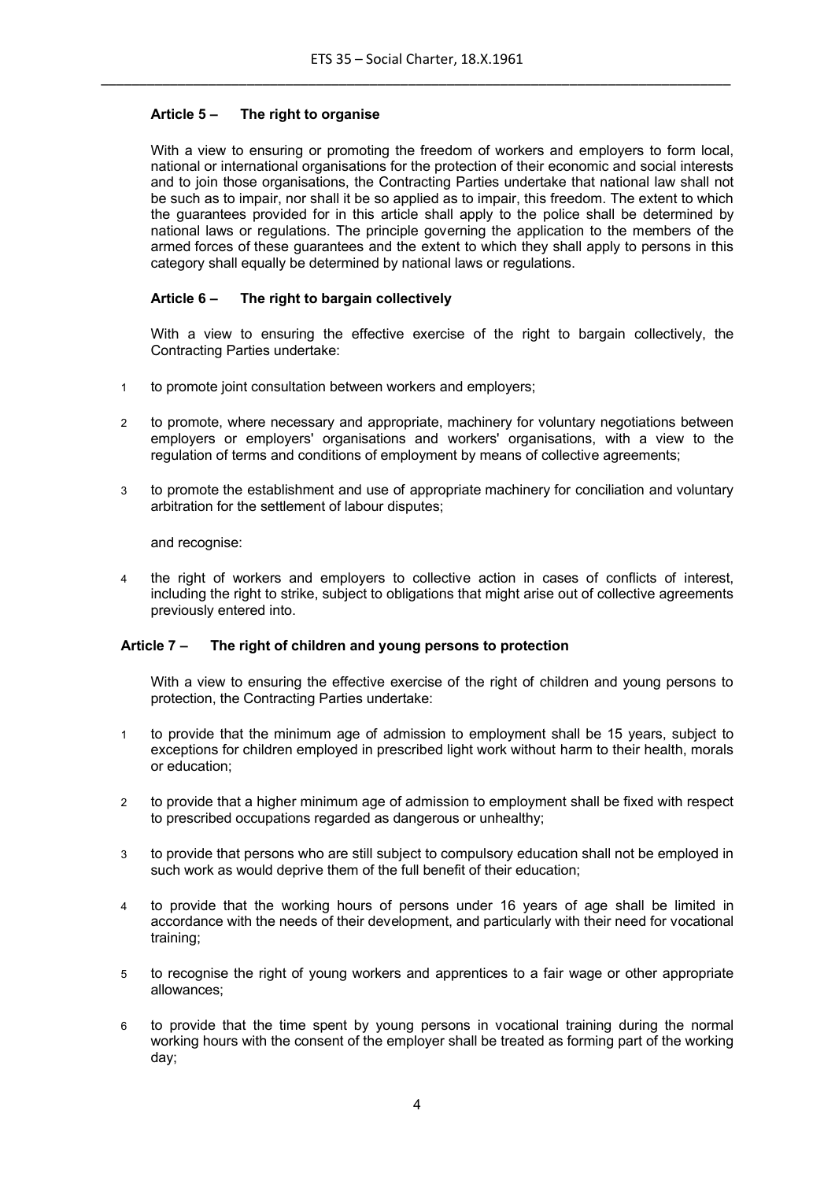### Article 5 – The right to organise

With a view to ensuring or promoting the freedom of workers and employers to form local, national or international organisations for the protection of their economic and social interests and to join those organisations, the Contracting Parties undertake that national law shall not be such as to impair, nor shall it be so applied as to impair, this freedom. The extent to which the guarantees provided for in this article shall apply to the police shall be determined by national laws or regulations. The principle governing the application to the members of the armed forces of these guarantees and the extent to which they shall apply to persons in this category shall equally be determined by national laws or regulations.

### Article 6 – The right to bargain collectively

With a view to ensuring the effective exercise of the right to bargain collectively, the Contracting Parties undertake:

1 to promote joint consultation between workers and employers;

2 to promote, where necessary and appropriate, machinery for voluntary negotiations between employers or employers' organisations and workers' organisations, with a view to the regulation of terms and conditions of employment by means of collective agreements;

3 to promote the establishment and use of appropriate machinery for conciliation and voluntary arbitration for the settlement of labour disputes;

and recognise:

4 the right of workers and employers to collective action in cases of conflicts of interest, including the right to strike, subject to obligations that might arise out of collective agreements previously entered into.

### Article 7 – The right of children and young persons to protection

With a view to ensuring the effective exercise of the right of children and young persons to protection, the Contracting Parties undertake:

1 to provide that the minimum age of admission to employment shall be 15 years, subject to exceptions for children employed in prescribed light work without harm to their health, morals or education;

2 to provide that a higher minimum age of admission to employment shall be fixed with respect to prescribed occupations regarded as dangerous or unhealthy;

3 to provide that persons who are still subject to compulsory education shall not be employed in such work as would deprive them of the full benefit of their education;

4 to provide that the working hours of persons under 16 years of age shall be limited in accordance with the needs of their development, and particularly with their need for vocational training;

5 to recognise the right of young workers and apprentices to a fair wage or other appropriate allowances;

6 to provide that the time spent by young persons in vocational training during the normal working hours with the consent of the employer shall be treated as forming part of the working day;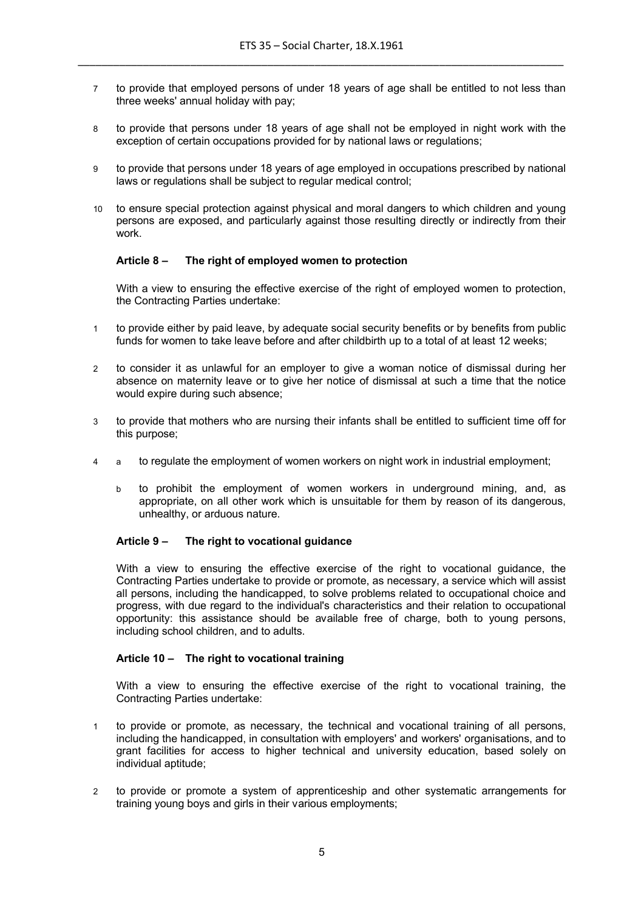7 to provide that employed persons of under 18 years of age shall be entitled to not less than three weeks' annual holiday with pay;

8 to provide that persons under 18 years of age shall not be employed in night work with the exception of certain occupations provided for by national laws or regulations;

9 to provide that persons under 18 years of age employed in occupations prescribed by national laws or regulations shall be subject to regular medical control;

10 to ensure special protection against physical and moral dangers to which children and young persons are exposed, and particularly against those resulting directly or indirectly from their work.

#### Article 8 – The right of employed women to protection

With a view to ensuring the effective exercise of the right of employed women to protection, the Contracting Parties undertake:

1 to provide either by paid leave, by adequate social security benefits or by benefits from public funds for women to take leave before and after childbirth up to a total of at least 12 weeks;

2 to consider it as unlawful for an employer to give a woman notice of dismissal during her absence on maternity leave or to give her notice of dismissal at such a time that the notice would expire during such absence;

3 to provide that mothers who are nursing their infants shall be entitled to sufficient time off for this purpose;

4 a to regulate the employment of women workers on night work in industrial employment;

b to prohibit the employment of women workers in underground mining, and, as appropriate, on all other work which is unsuitable for them by reason of its dangerous, unhealthy, or arduous nature.

#### Article 9 – The right to vocational guidance

With a view to ensuring the effective exercise of the right to vocational guidance, the Contracting Parties undertake to provide or promote, as necessary, a service which will assist all persons, including the handicapped, to solve problems related to occupational choice and progress, with due regard to the individual's characteristics and their relation to occupational opportunity: this assistance should be available free of charge, both to young persons, including school children, and to adults.

#### Article 10 – The right to vocational training

With a view to ensuring the effective exercise of the right to vocational training, the Contracting Parties undertake:

1 to provide or promote, as necessary, the technical and vocational training of all persons, including the handicapped, in consultation with employers' and workers' organisations, and to grant facilities for access to higher technical and university education, based solely on individual aptitude;

2 to provide or promote a system of apprenticeship and other systematic arrangements for training young boys and girls in their various employments;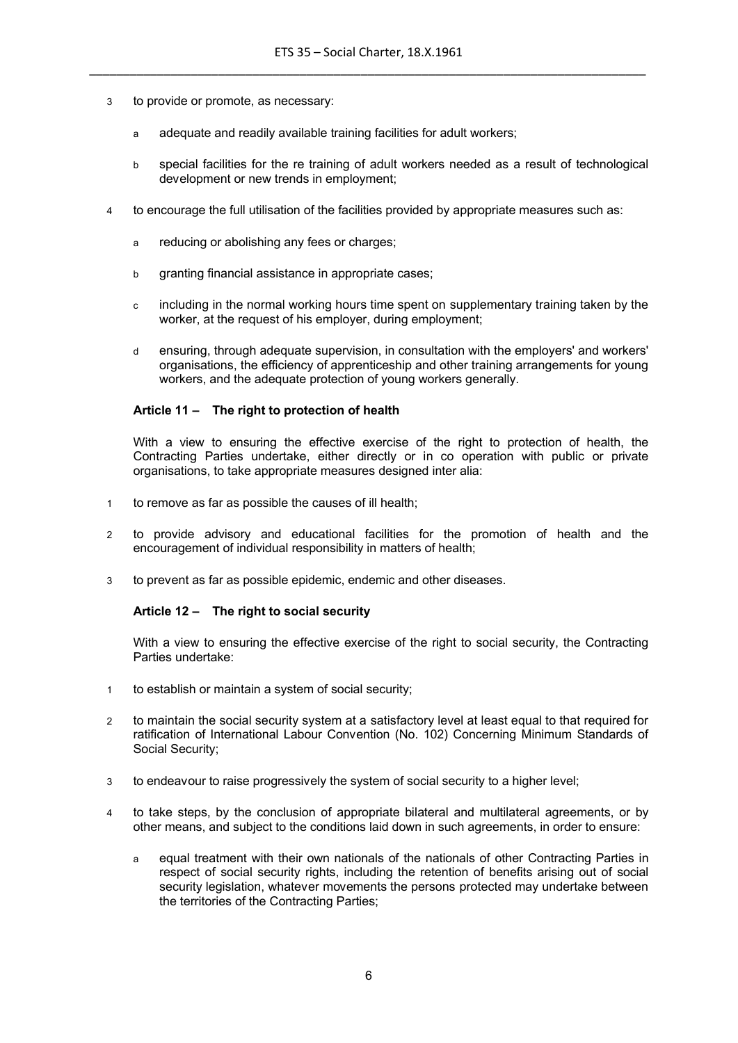3 to provide or promote, as necessary:

   a adequate and readily available training facilities for adult workers;

   b special facilities for the re training of adult workers needed as a result of technological development or new trends in employment;

4 to encourage the full utilisation of the facilities provided by appropriate measures such as:

   a reducing or abolishing any fees or charges;

   b granting financial assistance in appropriate cases;

   c including in the normal working hours time spent on supplementary training taken by the worker, at the request of his employer, during employment;

   d ensuring, through adequate supervision, in consultation with the employers' and workers' organisations, the efficiency of apprenticeship and other training arrangements for young workers, and the adequate protection of young workers generally.

#### Article 11 – The right to protection of health

With a view to ensuring the effective exercise of the right to protection of health, the Contracting Parties undertake, either directly or in co operation with public or private organisations, to take appropriate measures designed inter alia:

1 to remove as far as possible the causes of ill health;

2 to provide advisory and educational facilities for the promotion of health and the encouragement of individual responsibility in matters of health;

3 to prevent as far as possible epidemic, endemic and other diseases.

#### Article 12 – The right to social security

With a view to ensuring the effective exercise of the right to social security, the Contracting Parties undertake:

1 to establish or maintain a system of social security;

2 to maintain the social security system at a satisfactory level at least equal to that required for ratification of International Labour Convention (No. 102) Concerning Minimum Standards of Social Security;

3 to endeavour to raise progressively the system of social security to a higher level;

4 to take steps, by the conclusion of appropriate bilateral and multilateral agreements, or by other means, and subject to the conditions laid down in such agreements, in order to ensure:

   a equal treatment with their own nationals of the nationals of other Contracting Parties in respect of social security rights, including the retention of benefits arising out of social security legislation, whatever movements the persons protected may undertake between the territories of the Contracting Parties;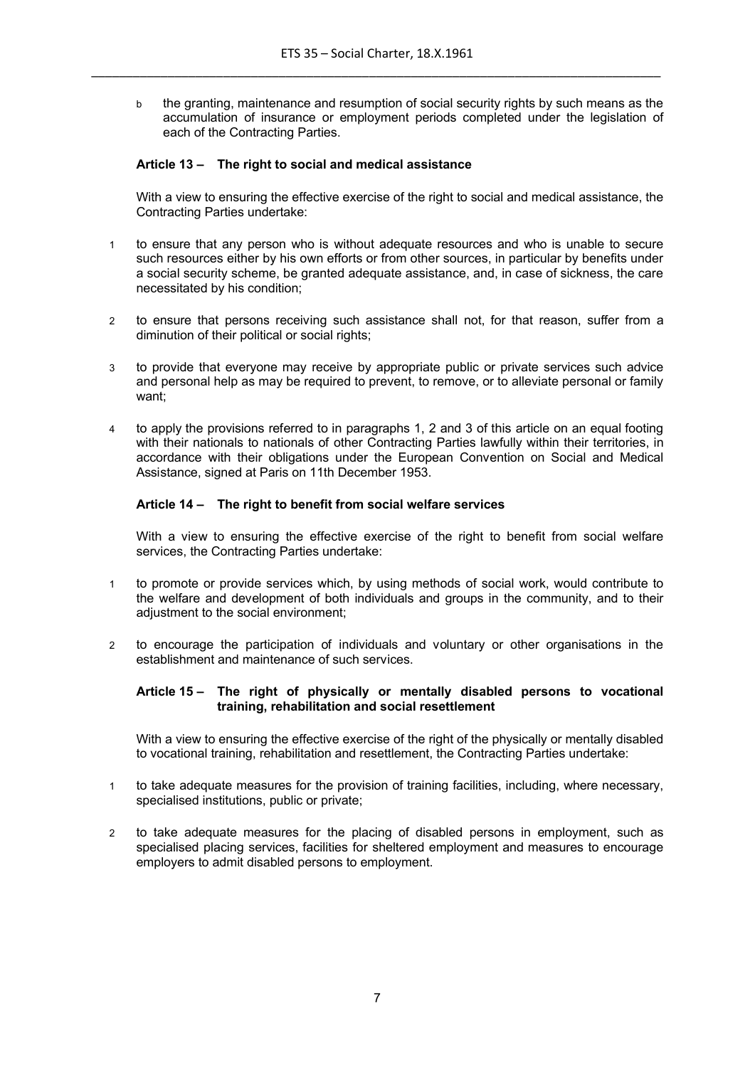b the granting, maintenance and resumption of social security rights by such means as the accumulation of insurance or employment periods completed under the legislation of each of the Contracting Parties.

#### Article 13 – The right to social and medical assistance

With a view to ensuring the effective exercise of the right to social and medical assistance, the Contracting Parties undertake:

1. to ensure that any person who is without adequate resources and who is unable to secure such resources either by his own efforts or from other sources, in particular by benefits under a social security scheme, be granted adequate assistance, and, in case of sickness, the care necessitated by his condition;

2. to ensure that persons receiving such assistance shall not, for that reason, suffer from a diminution of their political or social rights;

3. to provide that everyone may receive by appropriate public or private services such advice and personal help as may be required to prevent, to remove, or to alleviate personal or family want;

4. to apply the provisions referred to in paragraphs 1, 2 and 3 of this article on an equal footing with their nationals to nationals of other Contracting Parties lawfully within their territories, in accordance with their obligations under the European Convention on Social and Medical Assistance, signed at Paris on 11th December 1953.

#### Article 14 – The right to benefit from social welfare services

With a view to ensuring the effective exercise of the right to benefit from social welfare services, the Contracting Parties undertake:

1. to promote or provide services which, by using methods of social work, would contribute to the welfare and development of both individuals and groups in the community, and to their adjustment to the social environment;

2. to encourage the participation of individuals and voluntary or other organisations in the establishment and maintenance of such services.

#### Article 15 – The right of physically or mentally disabled persons to vocational training, rehabilitation and social resettlement

With a view to ensuring the effective exercise of the right of the physically or mentally disabled to vocational training, rehabilitation and resettlement, the Contracting Parties undertake:

1. to take adequate measures for the provision of training facilities, including, where necessary, specialised institutions, public or private;

2. to take adequate measures for the placing of disabled persons in employment, such as specialised placing services, facilities for sheltered employment and measures to encourage employers to admit disabled persons to employment.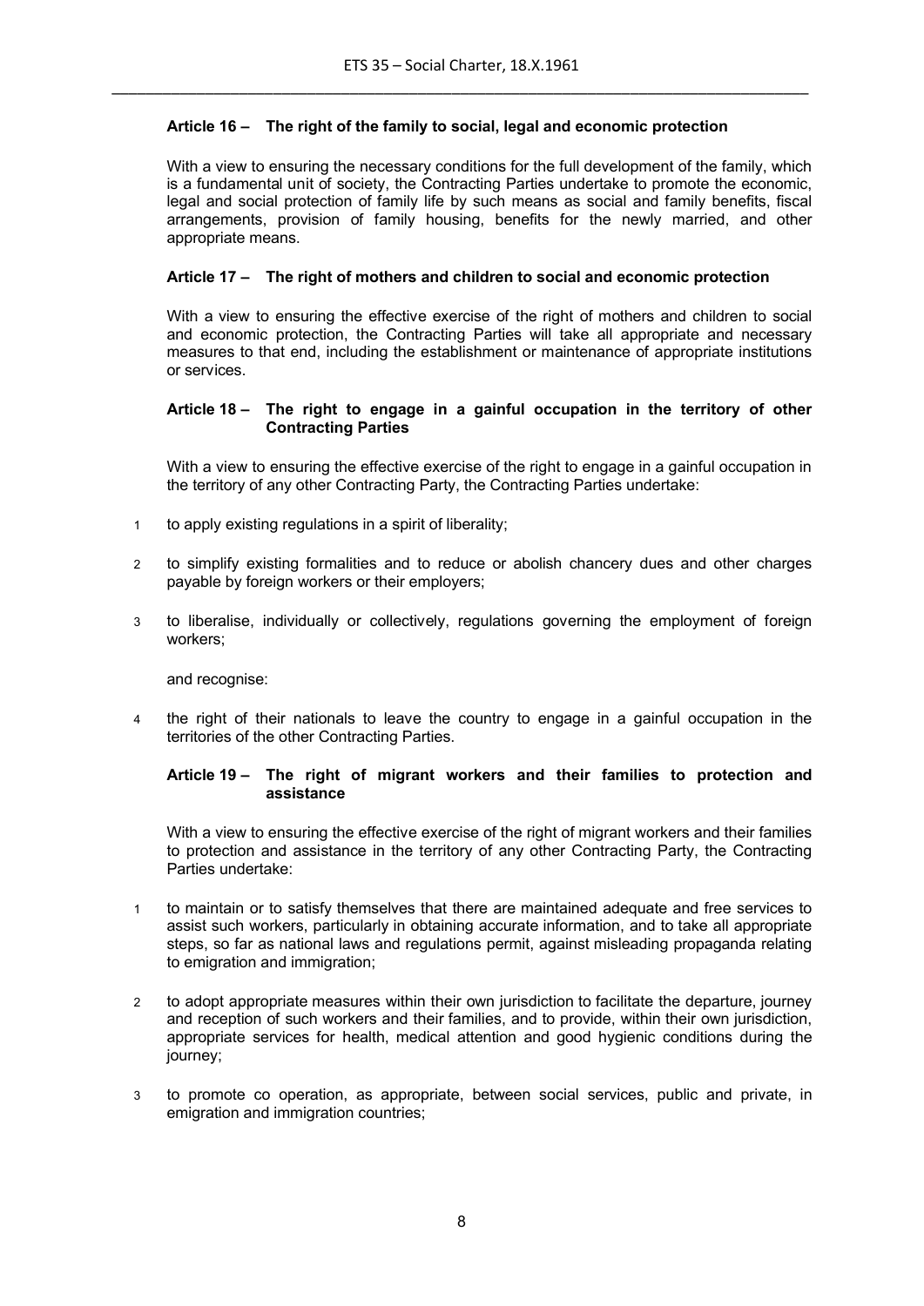#### Article 16 – The right of the family to social, legal and economic protection

With a view to ensuring the necessary conditions for the full development of the family, which is a fundamental unit of society, the Contracting Parties undertake to promote the economic, legal and social protection of family life by such means as social and family benefits, fiscal arrangements, provision of family housing, benefits for the newly married, and other appropriate means.

#### Article 17 – The right of mothers and children to social and economic protection

With a view to ensuring the effective exercise of the right of mothers and children to social and economic protection, the Contracting Parties will take all appropriate and necessary measures to that end, including the establishment or maintenance of appropriate institutions or services.

#### Article 18 – The right to engage in a gainful occupation in the territory of other Contracting Parties

With a view to ensuring the effective exercise of the right to engage in a gainful occupation in the territory of any other Contracting Party, the Contracting Parties undertake:

1 to apply existing regulations in a spirit of liberality;

2 to simplify existing formalities and to reduce or abolish chancery dues and other charges payable by foreign workers or their employers;

3 to liberalise, individually or collectively, regulations governing the employment of foreign workers;

and recognise:

4 the right of their nationals to leave the country to engage in a gainful occupation in the territories of the other Contracting Parties.

#### Article 19 – The right of migrant workers and their families to protection and assistance

With a view to ensuring the effective exercise of the right of migrant workers and their families to protection and assistance in the territory of any other Contracting Party, the Contracting Parties undertake:

1 to maintain or to satisfy themselves that there are maintained adequate and free services to assist such workers, particularly in obtaining accurate information, and to take all appropriate steps, so far as national laws and regulations permit, against misleading propaganda relating to emigration and immigration;

2 to adopt appropriate measures within their own jurisdiction to facilitate the departure, journey and reception of such workers and their families, and to provide, within their own jurisdiction, appropriate services for health, medical attention and good hygienic conditions during the journey;

3 to promote co operation, as appropriate, between social services, public and private, in emigration and immigration countries;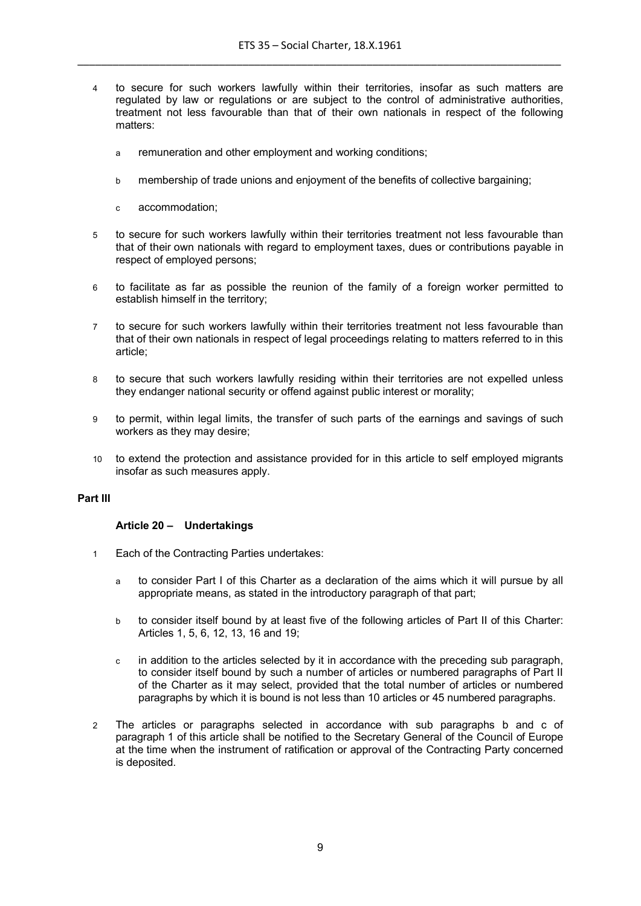4 to secure for such workers lawfully within their territories, insofar as such matters are regulated by law or regulations or are subject to the control of administrative authorities, treatment not less favourable than that of their own nationals in respect of the following matters:

   a remuneration and other employment and working conditions;

   b membership of trade unions and enjoyment of the benefits of collective bargaining;

   c accommodation;

5 to secure for such workers lawfully within their territories treatment not less favourable than that of their own nationals with regard to employment taxes, dues or contributions payable in respect of employed persons;

6 to facilitate as far as possible the reunion of the family of a foreign worker permitted to establish himself in the territory;

7 to secure for such workers lawfully within their territories treatment not less favourable than that of their own nationals in respect of legal proceedings relating to matters referred to in this article;

8 to secure that such workers lawfully residing within their territories are not expelled unless they endanger national security or offend against public interest or morality;

9 to permit, within legal limits, the transfer of such parts of the earnings and savings of such workers as they may desire;

10 to extend the protection and assistance provided for in this article to self employed migrants insofar as such measures apply.

## Part III

### Article 20 – Undertakings

1 Each of the Contracting Parties undertakes:

   a to consider Part I of this Charter as a declaration of the aims which it will pursue by all appropriate means, as stated in the introductory paragraph of that part;

   b to consider itself bound by at least five of the following articles of Part II of this Charter: Articles 1, 5, 6, 12, 13, 16 and 19;

   c in addition to the articles selected by it in accordance with the preceding sub paragraph, to consider itself bound by such a number of articles or numbered paragraphs of Part II of the Charter as it may select, provided that the total number of articles or numbered paragraphs by which it is bound is not less than 10 articles or 45 numbered paragraphs.

2 The articles or paragraphs selected in accordance with sub paragraphs b and c of paragraph 1 of this article shall be notified to the Secretary General of the Council of Europe at the time when the instrument of ratification or approval of the Contracting Party concerned is deposited.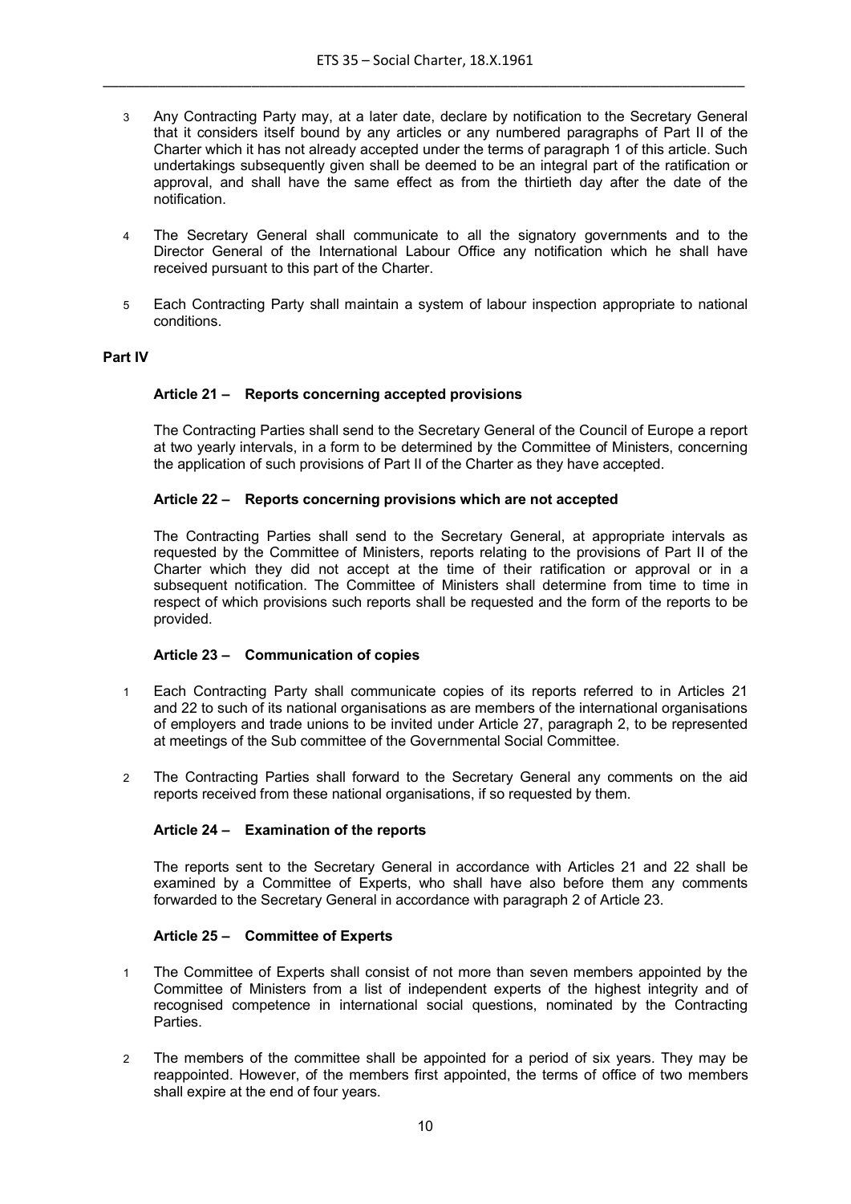3 Any Contracting Party may, at a later date, declare by notification to the Secretary General that it considers itself bound by any articles or any numbered paragraphs of Part II of the Charter which it has not already accepted under the terms of paragraph 1 of this article. Such undertakings subsequently given shall be deemed to be an integral part of the ratification or approval, and shall have the same effect as from the thirtieth day after the date of the notification.

4 The Secretary General shall communicate to all the signatory governments and to the Director General of the International Labour Office any notification which he shall have received pursuant to this part of the Charter.

5 Each Contracting Party shall maintain a system of labour inspection appropriate to national conditions.

## Part IV

### Article 21 – Reports concerning accepted provisions

The Contracting Parties shall send to the Secretary General of the Council of Europe a report at two yearly intervals, in a form to be determined by the Committee of Ministers, concerning the application of such provisions of Part II of the Charter as they have accepted.

### Article 22 – Reports concerning provisions which are not accepted

The Contracting Parties shall send to the Secretary General, at appropriate intervals as requested by the Committee of Ministers, reports relating to the provisions of Part II of the Charter which they did not accept at the time of their ratification or approval or in a subsequent notification. The Committee of Ministers shall determine from time to time in respect of which provisions such reports shall be requested and the form of the reports to be provided.

### Article 23 – Communication of copies

1 Each Contracting Party shall communicate copies of its reports referred to in Articles 21 and 22 to such of its national organisations as are members of the international organisations of employers and trade unions to be invited under Article 27, paragraph 2, to be represented at meetings of the Sub committee of the Governmental Social Committee.

2 The Contracting Parties shall forward to the Secretary General any comments on the aid reports received from these national organisations, if so requested by them.

### Article 24 – Examination of the reports

The reports sent to the Secretary General in accordance with Articles 21 and 22 shall be examined by a Committee of Experts, who shall have also before them any comments forwarded to the Secretary General in accordance with paragraph 2 of Article 23.

### Article 25 – Committee of Experts

1 The Committee of Experts shall consist of not more than seven members appointed by the Committee of Ministers from a list of independent experts of the highest integrity and of recognised competence in international social questions, nominated by the Contracting Parties.

2 The members of the committee shall be appointed for a period of six years. They may be reappointed. However, of the members first appointed, the terms of office of two members shall expire at the end of four years.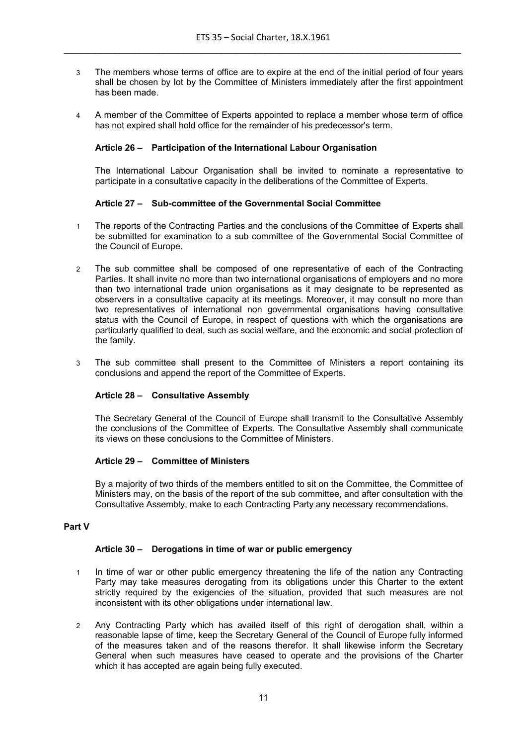3 The members whose terms of office are to expire at the end of the initial period of four years shall be chosen by lot by the Committee of Ministers immediately after the first appointment has been made.

4 A member of the Committee of Experts appointed to replace a member whose term of office has not expired shall hold office for the remainder of his predecessor's term.

### Article 26 – Participation of the International Labour Organisation

The International Labour Organisation shall be invited to nominate a representative to participate in a consultative capacity in the deliberations of the Committee of Experts.

### Article 27 – Sub-committee of the Governmental Social Committee

1 The reports of the Contracting Parties and the conclusions of the Committee of Experts shall be submitted for examination to a sub committee of the Governmental Social Committee of the Council of Europe.

2 The sub committee shall be composed of one representative of each of the Contracting Parties. It shall invite no more than two international organisations of employers and no more than two international trade union organisations as it may designate to be represented as observers in a consultative capacity at its meetings. Moreover, it may consult no more than two representatives of international non governmental organisations having consultative status with the Council of Europe, in respect of questions with which the organisations are particularly qualified to deal, such as social welfare, and the economic and social protection of the family.

3 The sub committee shall present to the Committee of Ministers a report containing its conclusions and append the report of the Committee of Experts.

### Article 28 – Consultative Assembly

The Secretary General of the Council of Europe shall transmit to the Consultative Assembly the conclusions of the Committee of Experts. The Consultative Assembly shall communicate its views on these conclusions to the Committee of Ministers.

### Article 29 – Committee of Ministers

By a majority of two thirds of the members entitled to sit on the Committee, the Committee of Ministers may, on the basis of the report of the sub committee, and after consultation with the Consultative Assembly, make to each Contracting Party any necessary recommendations.

## Part V

### Article 30 – Derogations in time of war or public emergency

1 In time of war or other public emergency threatening the life of the nation any Contracting Party may take measures derogating from its obligations under this Charter to the extent strictly required by the exigencies of the situation, provided that such measures are not inconsistent with its other obligations under international law.

2 Any Contracting Party which has availed itself of this right of derogation shall, within a reasonable lapse of time, keep the Secretary General of the Council of Europe fully informed of the measures taken and of the reasons therefor. It shall likewise inform the Secretary General when such measures have ceased to operate and the provisions of the Charter which it has accepted are again being fully executed.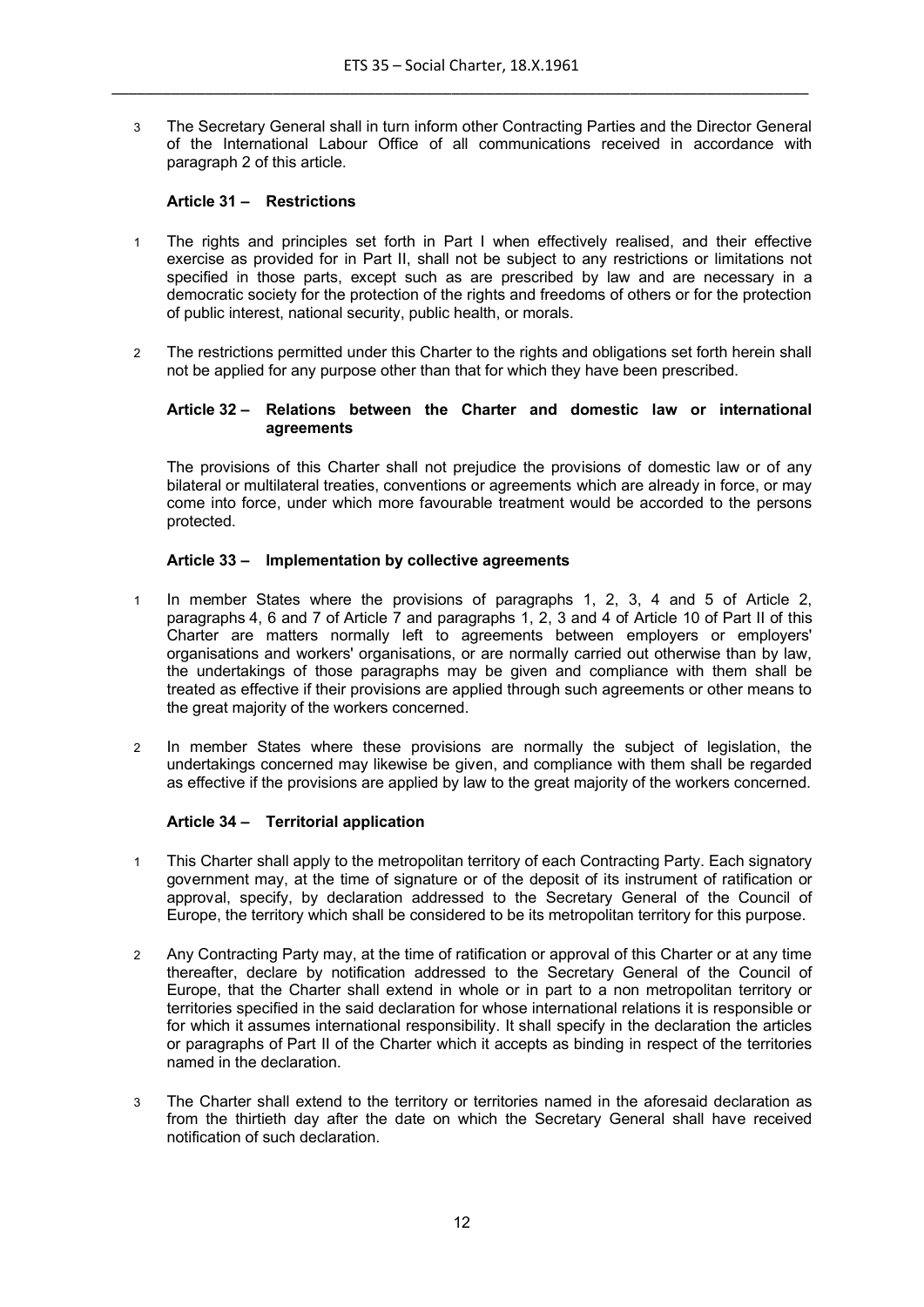3 The Secretary General shall in turn inform other Contracting Parties and the Director General of the International Labour Office of all communications received in accordance with paragraph 2 of this article.

### Article 31 – Restrictions

1 The rights and principles set forth in Part I when effectively realised, and their effective exercise as provided for in Part II, shall not be subject to any restrictions or limitations not specified in those parts, except such as are prescribed by law and are necessary in a democratic society for the protection of the rights and freedoms of others or for the protection of public interest, national security, public health, or morals.

2 The restrictions permitted under this Charter to the rights and obligations set forth herein shall not be applied for any purpose other than that for which they have been prescribed.

### Article 32 – Relations between the Charter and domestic law or international agreements

The provisions of this Charter shall not prejudice the provisions of domestic law or of any bilateral or multilateral treaties, conventions or agreements which are already in force, or may come into force, under which more favourable treatment would be accorded to the persons protected.

### Article 33 – Implementation by collective agreements

1 In member States where the provisions of paragraphs 1, 2, 3, 4 and 5 of Article 2, paragraphs 4, 6 and 7 of Article 7 and paragraphs 1, 2, 3 and 4 of Article 10 of Part II of this Charter are matters normally left to agreements between employers or employers' organisations and workers' organisations, or are normally carried out otherwise than by law, the undertakings of those paragraphs may be given and compliance with them shall be treated as effective if their provisions are applied through such agreements or other means to the great majority of the workers concerned.

2 In member States where these provisions are normally the subject of legislation, the undertakings concerned may likewise be given, and compliance with them shall be regarded as effective if the provisions are applied by law to the great majority of the workers concerned.

### Article 34 – Territorial application

1 This Charter shall apply to the metropolitan territory of each Contracting Party. Each signatory government may, at the time of signature or of the deposit of its instrument of ratification or approval, specify, by declaration addressed to the Secretary General of the Council of Europe, the territory which shall be considered to be its metropolitan territory for this purpose.

2 Any Contracting Party may, at the time of ratification or approval of this Charter or at any time thereafter, declare by notification addressed to the Secretary General of the Council of Europe, that the Charter shall extend in whole or in part to a non metropolitan territory or territories specified in the said declaration for whose international relations it is responsible or for which it assumes international responsibility. It shall specify in the declaration the articles or paragraphs of Part II of the Charter which it accepts as binding in respect of the territories named in the declaration.

3 The Charter shall extend to the territory or territories named in the aforesaid declaration as from the thirtieth day after the date on which the Secretary General shall have received notification of such declaration.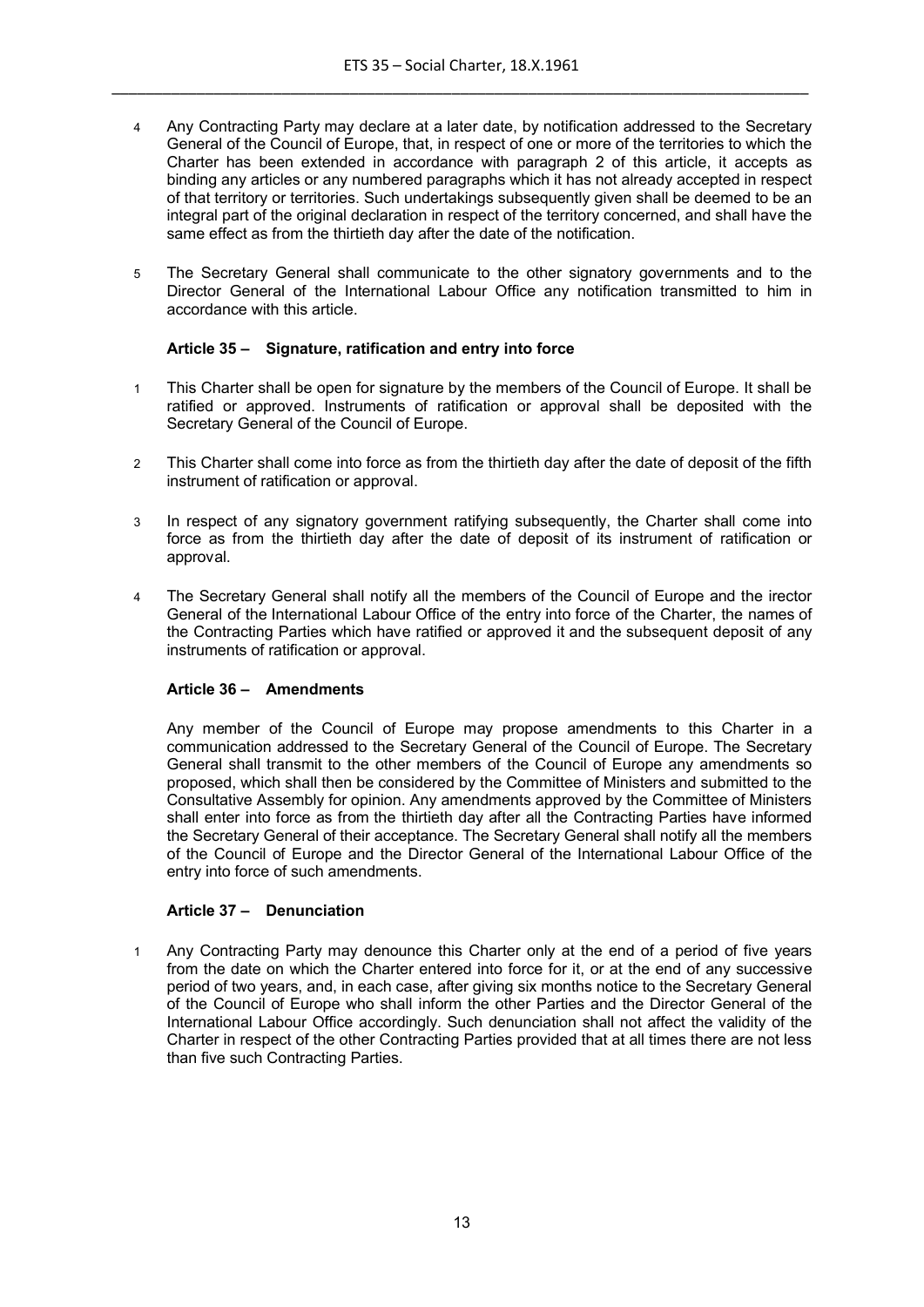4 Any Contracting Party may declare at a later date, by notification addressed to the Secretary General of the Council of Europe, that, in respect of one or more of the territories to which the Charter has been extended in accordance with paragraph 2 of this article, it accepts as binding any articles or any numbered paragraphs which it has not already accepted in respect of that territory or territories. Such undertakings subsequently given shall be deemed to be an integral part of the original declaration in respect of the territory concerned, and shall have the same effect as from the thirtieth day after the date of the notification.

5 The Secretary General shall communicate to the other signatory governments and to the Director General of the International Labour Office any notification transmitted to him in accordance with this article.

#### Article 35 – Signature, ratification and entry into force

1 This Charter shall be open for signature by the members of the Council of Europe. It shall be ratified or approved. Instruments of ratification or approval shall be deposited with the Secretary General of the Council of Europe.

2 This Charter shall come into force as from the thirtieth day after the date of deposit of the fifth instrument of ratification or approval.

3 In respect of any signatory government ratifying subsequently, the Charter shall come into force as from the thirtieth day after the date of deposit of its instrument of ratification or approval.

4 The Secretary General shall notify all the members of the Council of Europe and the irector General of the International Labour Office of the entry into force of the Charter, the names of the Contracting Parties which have ratified or approved it and the subsequent deposit of any instruments of ratification or approval.

#### Article 36 – Amendments

Any member of the Council of Europe may propose amendments to this Charter in a communication addressed to the Secretary General of the Council of Europe. The Secretary General shall transmit to the other members of the Council of Europe any amendments so proposed, which shall then be considered by the Committee of Ministers and submitted to the Consultative Assembly for opinion. Any amendments approved by the Committee of Ministers shall enter into force as from the thirtieth day after all the Contracting Parties have informed the Secretary General of their acceptance. The Secretary General shall notify all the members of the Council of Europe and the Director General of the International Labour Office of the entry into force of such amendments.

#### Article 37 – Denunciation

1 Any Contracting Party may denounce this Charter only at the end of a period of five years from the date on which the Charter entered into force for it, or at the end of any successive period of two years, and, in each case, after giving six months notice to the Secretary General of the Council of Europe who shall inform the other Parties and the Director General of the International Labour Office accordingly. Such denunciation shall not affect the validity of the Charter in respect of the other Contracting Parties provided that at all times there are not less than five such Contracting Parties.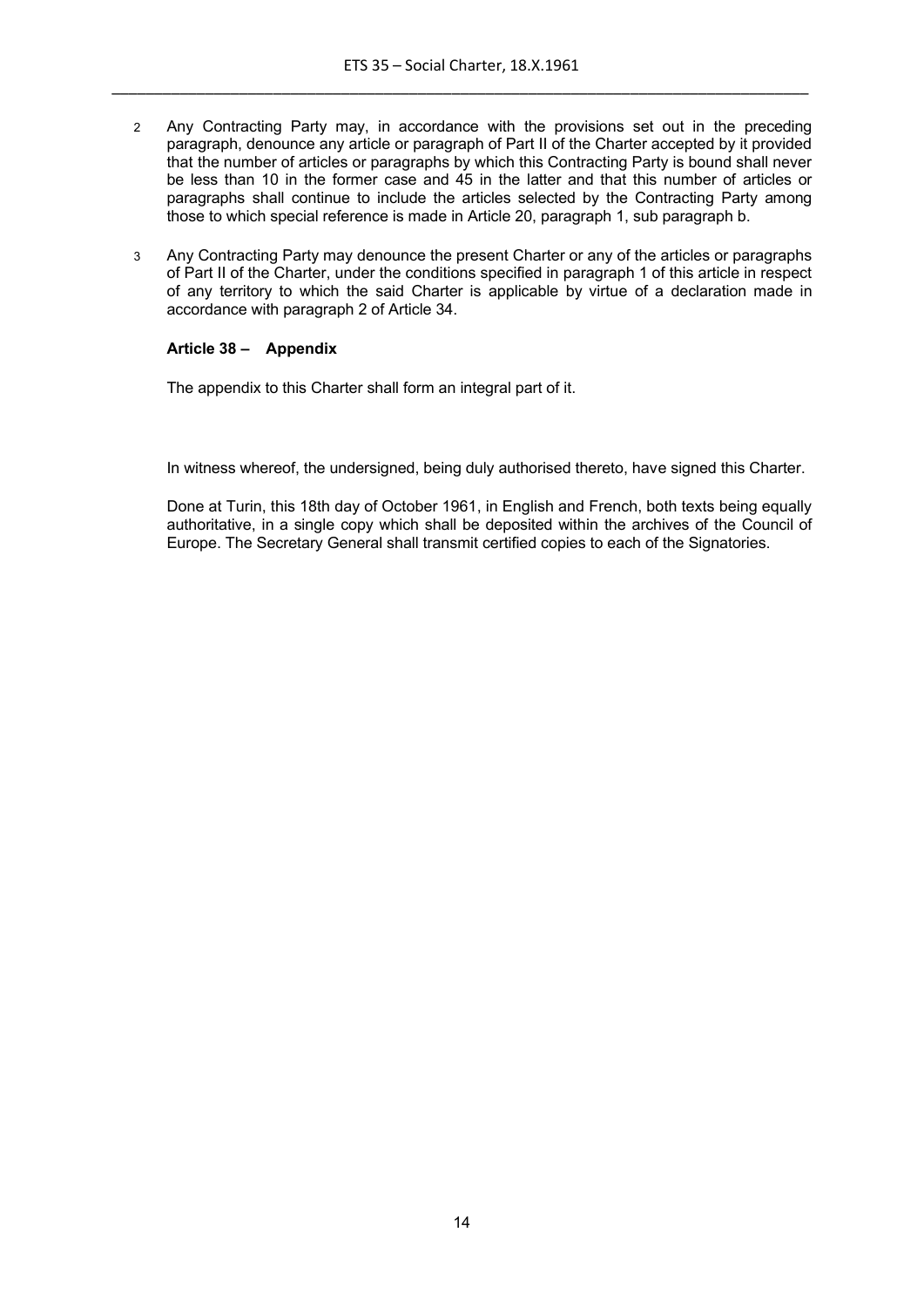2 Any Contracting Party may, in accordance with the provisions set out in the preceding paragraph, denounce any article or paragraph of Part II of the Charter accepted by it provided that the number of articles or paragraphs by which this Contracting Party is bound shall never be less than 10 in the former case and 45 in the latter and that this number of articles or paragraphs shall continue to include the articles selected by the Contracting Party among those to which special reference is made in Article 20, paragraph 1, sub paragraph b.

3 Any Contracting Party may denounce the present Charter or any of the articles or paragraphs of Part II of the Charter, under the conditions specified in paragraph 1 of this article in respect of any territory to which the said Charter is applicable by virtue of a declaration made in accordance with paragraph 2 of Article 34.

#### Article 38 – Appendix

The appendix to this Charter shall form an integral part of it.

In witness whereof, the undersigned, being duly authorised thereto, have signed this Charter.

Done at Turin, this 18th day of October 1961, in English and French, both texts being equally authoritative, in a single copy which shall be deposited within the archives of the Council of Europe. The Secretary General shall transmit certified copies to each of the Signatories.